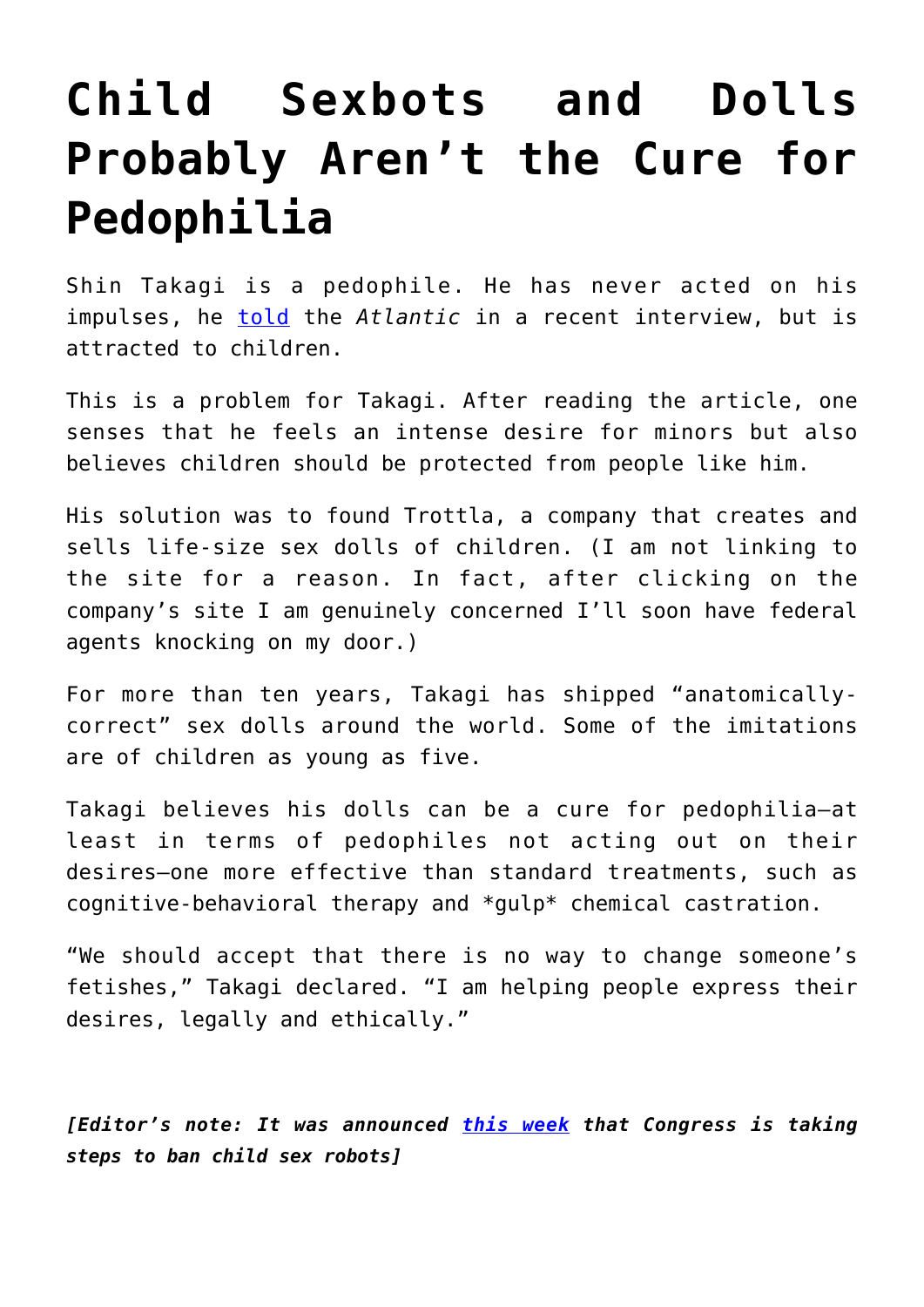# Child Sexbots and Dolls Probably Aren't the Cure for Pedophilia

Shin Takagi is a pedophile. He has never acted on his impulses, he [told](#) the *Atlantic* in a recent interview, but is attracted to children.

This is a problem for Takagi. After reading the article, one senses that he feels an intense desire for minors but also believes children should be protected from people like him.

His solution was to found Trottla, a company that creates and sells life-size sex dolls of children. (I am not linking to the site for a reason. In fact, after clicking on the company's site I am genuinely concerned I'll soon have federal agents knocking on my door.)

For more than ten years, Takagi has shipped "anatomically-correct" sex dolls around the world. Some of the imitations are of children as young as five.

Takagi believes his dolls can be a cure for pedophilia—at least in terms of pedophiles not acting out on their desires—one more effective than standard treatments, such as cognitive-behavioral therapy and *gulp* chemical castration.

"We should accept that there is no way to change someone's fetishes," Takagi declared. "I am helping people express their desires, legally and ethically."

***[Editor's note: It was announced [this week](#) that Congress is taking steps to ban child sex robots]***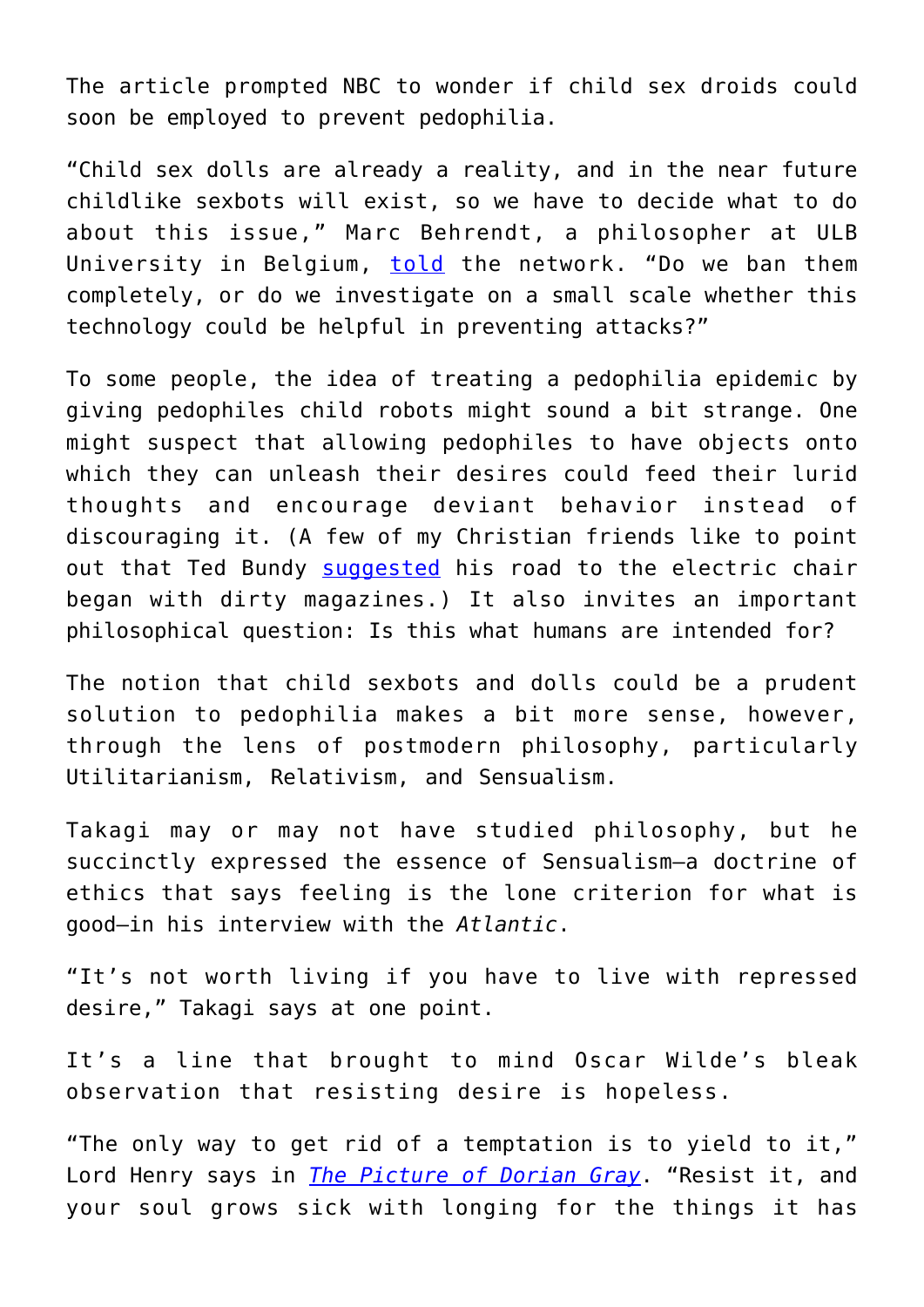The article prompted NBC to wonder if child sex droids could soon be employed to prevent pedophilia.

"Child sex dolls are already a reality, and in the near future childlike sexbots will exist, so we have to decide what to do about this issue," Marc Behrendt, a philosopher at ULB University in Belgium, [told](#) the network. "Do we ban them completely, or do we investigate on a small scale whether this technology could be helpful in preventing attacks?"

To some people, the idea of treating a pedophilia epidemic by giving pedophiles child robots might sound a bit strange. One might suspect that allowing pedophiles to have objects onto which they can unleash their desires could feed their lurid thoughts and encourage deviant behavior instead of discouraging it. (A few of my Christian friends like to point out that Ted Bundy [suggested](#) his road to the electric chair began with dirty magazines.) It also invites an important philosophical question: Is this what humans are intended for?

The notion that child sexbots and dolls could be a prudent solution to pedophilia makes a bit more sense, however, through the lens of postmodern philosophy, particularly Utilitarianism, Relativism, and Sensualism.

Takagi may or may not have studied philosophy, but he succinctly expressed the essence of Sensualism—a doctrine of ethics that says feeling is the lone criterion for what is good—in his interview with the *Atlantic*.

"It's not worth living if you have to live with repressed desire," Takagi says at one point.

It's a line that brought to mind Oscar Wilde's bleak observation that resisting desire is hopeless.

"The only way to get rid of a temptation is to yield to it," Lord Henry says in [*The Picture of Dorian Gray*](#). "Resist it, and your soul grows sick with longing for the things it has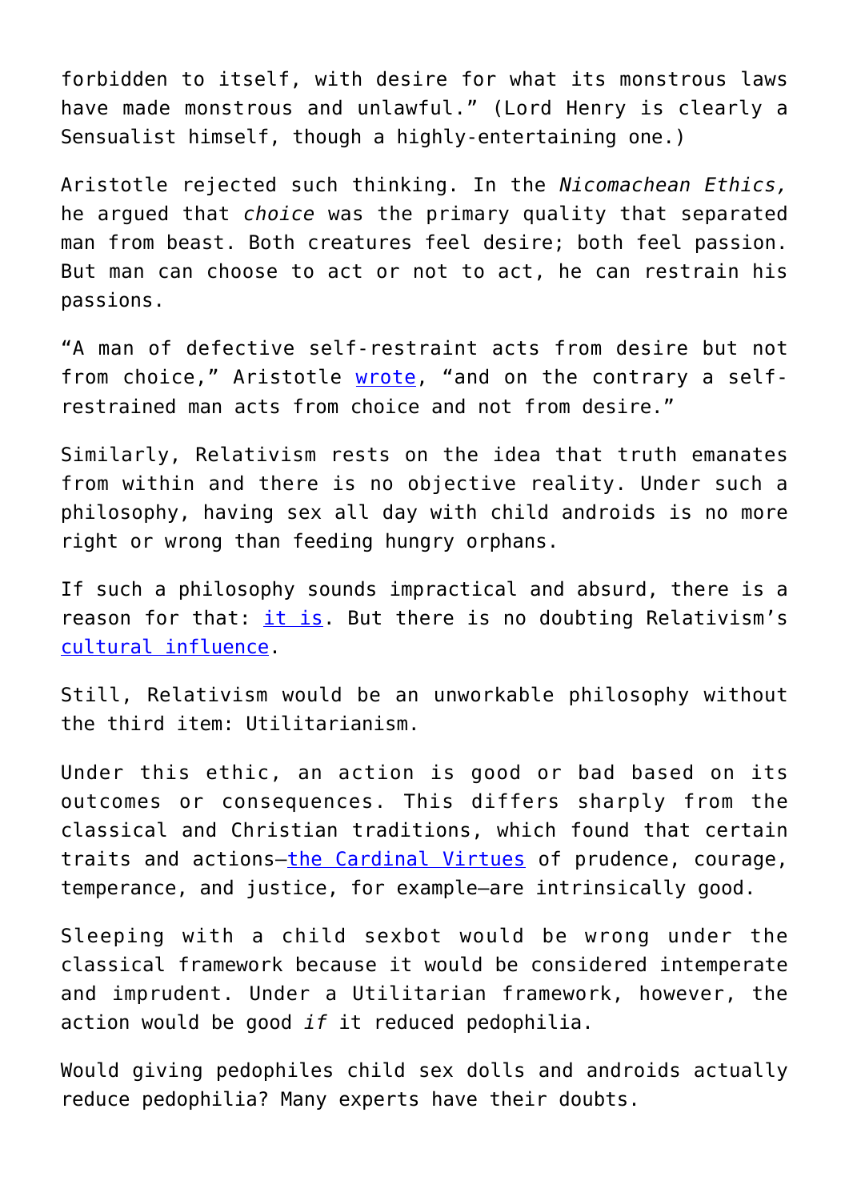forbidden to itself, with desire for what its monstrous laws have made monstrous and unlawful." (Lord Henry is clearly a Sensualist himself, though a highly-entertaining one.)

Aristotle rejected such thinking. In the *Nicomachean Ethics,* he argued that *choice* was the primary quality that separated man from beast. Both creatures feel desire; both feel passion. But man can choose to act or not to act, he can restrain his passions.

"A man of defective self-restraint acts from desire but not from choice," Aristotle [wrote](), "and on the contrary a self-restrained man acts from choice and not from desire."

Similarly, Relativism rests on the idea that truth emanates from within and there is no objective reality. Under such a philosophy, having sex all day with child androids is no more right or wrong than feeding hungry orphans.

If such a philosophy sounds impractical and absurd, there is a reason for that: [it is](). But there is no doubting Relativism's [cultural influence]().

Still, Relativism would be an unworkable philosophy without the third item: Utilitarianism.

Under this ethic, an action is good or bad based on its outcomes or consequences. This differs sharply from the classical and Christian traditions, which found that certain traits and actions—[the Cardinal Virtues]() of prudence, courage, temperance, and justice, for example—are intrinsically good.

Sleeping with a child sexbot would be wrong under the classical framework because it would be considered intemperate and imprudent. Under a Utilitarian framework, however, the action would be good *if* it reduced pedophilia.

Would giving pedophiles child sex dolls and androids actually reduce pedophilia? Many experts have their doubts.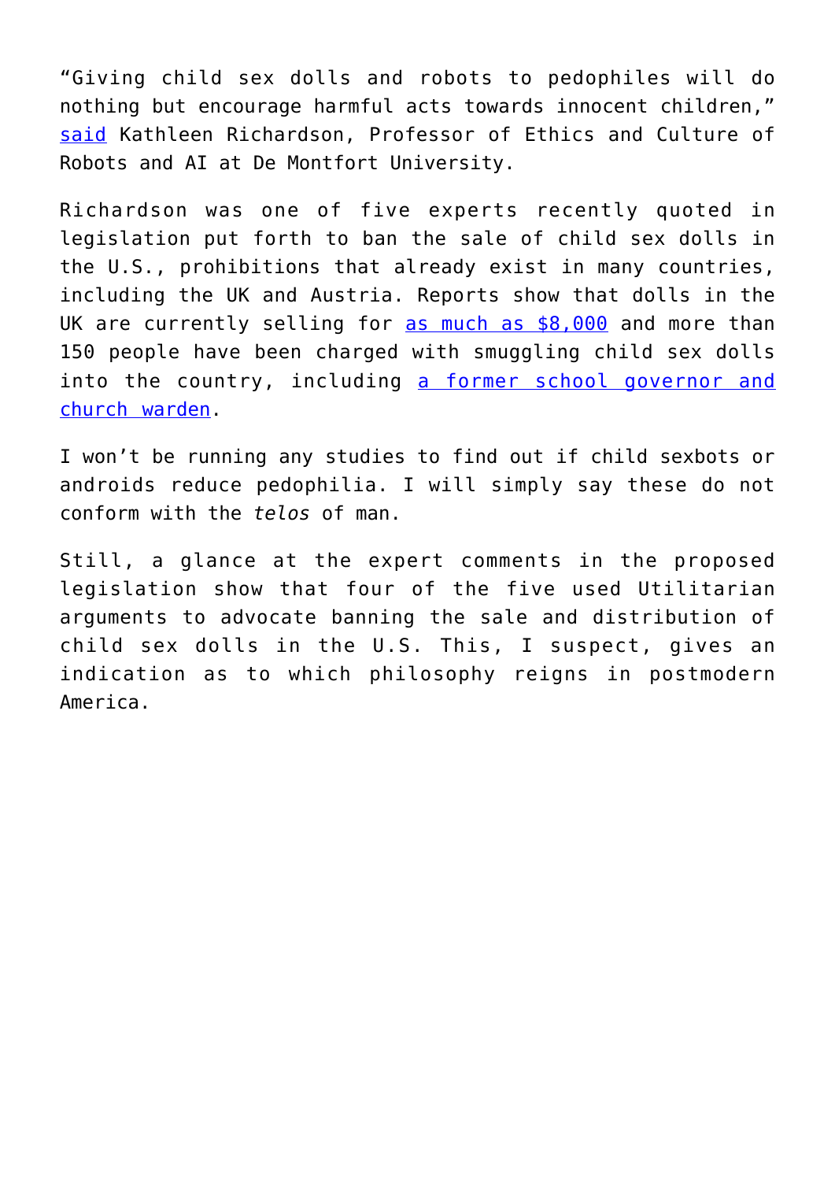"Giving child sex dolls and robots to pedophiles will do nothing but encourage harmful acts towards innocent children," said Kathleen Richardson, Professor of Ethics and Culture of Robots and AI at De Montfort University.

Richardson was one of five experts recently quoted in legislation put forth to ban the sale of child sex dolls in the U.S., prohibitions that already exist in many countries, including the UK and Austria. Reports show that dolls in the UK are currently selling for as much as $8,000 and more than 150 people have been charged with smuggling child sex dolls into the country, including a former school governor and church warden.

I won't be running any studies to find out if child sexbots or androids reduce pedophilia. I will simply say these do not conform with the *telos* of man.

Still, a glance at the expert comments in the proposed legislation show that four of the five used Utilitarian arguments to advocate banning the sale and distribution of child sex dolls in the U.S. This, I suspect, gives an indication as to which philosophy reigns in postmodern America.